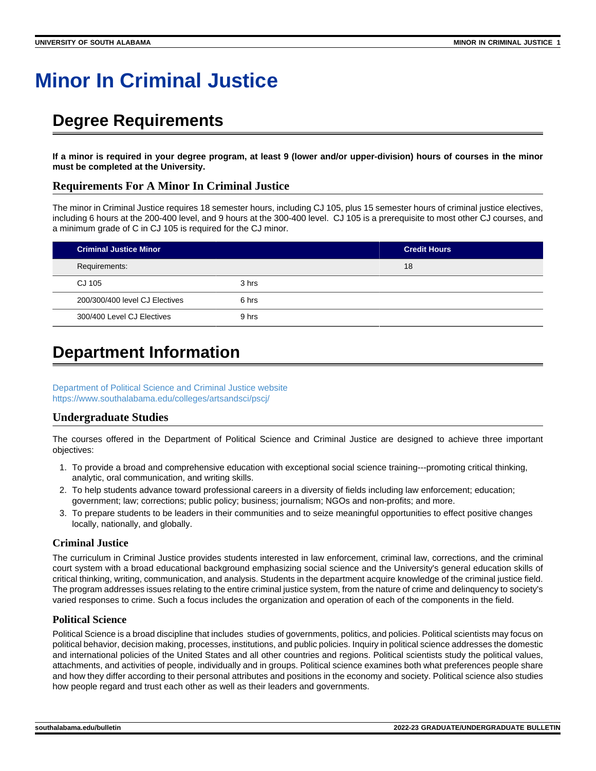# Minor In Criminal Justice

## Degree Requirements

**If a minor is required in your degree program, at least 9 (lower and/or upper-division) hours of courses in the minor must be completed at the University.**

### Requirements For A Minor In Criminal Justice

The minor in Criminal Justice requires 18 semester hours, including CJ 105, plus 15 semester hours of criminal justice electives, including 6 hours at the 200-400 level, and 9 hours at the 300-400 level. CJ 105 is a prerequisite to most other CJ courses, and a minimum grade of C in CJ 105 is required for the CJ minor.

| Criminal Justice Minor | | Credit Hours |
|---|---|---|
| Requirements: | | 18 |
| CJ 105 | 3 hrs | |
| 200/300/400 level CJ Electives | 6 hrs | |
| 300/400 Level CJ Electives | 9 hrs | |

## Department Information

Department of Political Science and Criminal Justice website
https://www.southalabama.edu/colleges/artsandsci/pscj/

### Undergraduate Studies

The courses offered in the Department of Political Science and Criminal Justice are designed to achieve three important objectives:

1. To provide a broad and comprehensive education with exceptional social science training---promoting critical thinking, analytic, oral communication, and writing skills.
2. To help students advance toward professional careers in a diversity of fields including law enforcement; education; government; law; corrections; public policy; business; journalism; NGOs and non-profits; and more.
3. To prepare students to be leaders in their communities and to seize meaningful opportunities to effect positive changes locally, nationally, and globally.

#### Criminal Justice

The curriculum in Criminal Justice provides students interested in law enforcement, criminal law, corrections, and the criminal court system with a broad educational background emphasizing social science and the University's general education skills of critical thinking, writing, communication, and analysis. Students in the department acquire knowledge of the criminal justice field. The program addresses issues relating to the entire criminal justice system, from the nature of crime and delinquency to society's varied responses to crime. Such a focus includes the organization and operation of each of the components in the field.

#### Political Science

Political Science is a broad discipline that includes studies of governments, politics, and policies. Political scientists may focus on political behavior, decision making, processes, institutions, and public policies. Inquiry in political science addresses the domestic and international policies of the United States and all other countries and regions. Political scientists study the political values, attachments, and activities of people, individually and in groups. Political science examines both what preferences people share and how they differ according to their personal attributes and positions in the economy and society. Political science also studies how people regard and trust each other as well as their leaders and governments.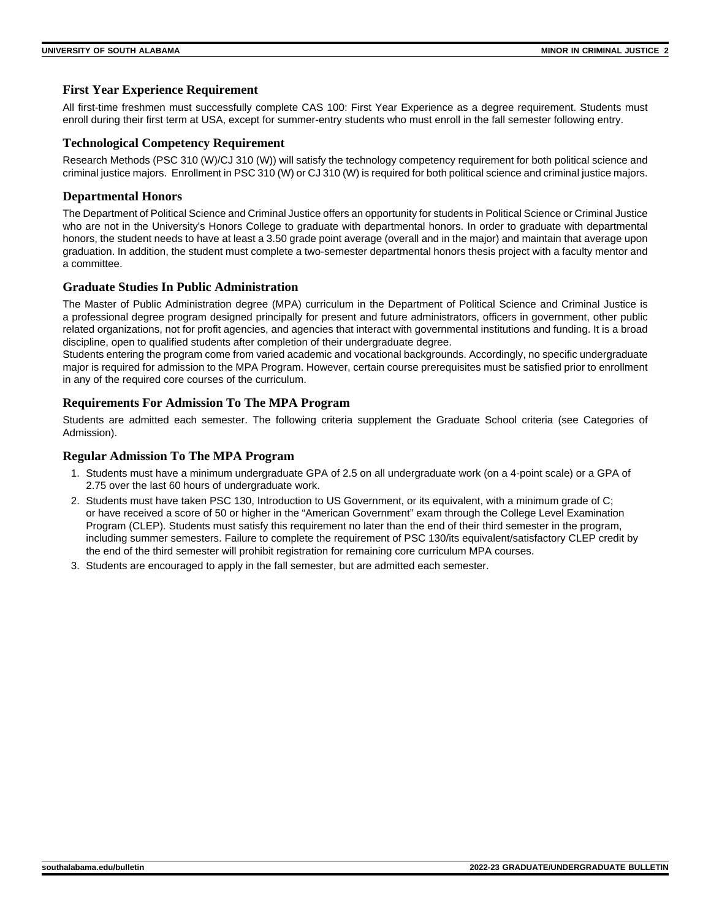## First Year Experience Requirement

All first-time freshmen must successfully complete CAS 100: First Year Experience as a degree requirement. Students must enroll during their first term at USA, except for summer-entry students who must enroll in the fall semester following entry.

## Technological Competency Requirement

Research Methods (PSC 310 (W)/CJ 310 (W)) will satisfy the technology competency requirement for both political science and criminal justice majors. Enrollment in PSC 310 (W) or CJ 310 (W) is required for both political science and criminal justice majors.

## Departmental Honors

The Department of Political Science and Criminal Justice offers an opportunity for students in Political Science or Criminal Justice who are not in the University's Honors College to graduate with departmental honors. In order to graduate with departmental honors, the student needs to have at least a 3.50 grade point average (overall and in the major) and maintain that average upon graduation. In addition, the student must complete a two-semester departmental honors thesis project with a faculty mentor and a committee.

## Graduate Studies In Public Administration

The Master of Public Administration degree (MPA) curriculum in the Department of Political Science and Criminal Justice is a professional degree program designed principally for present and future administrators, officers in government, other public related organizations, not for profit agencies, and agencies that interact with governmental institutions and funding. It is a broad discipline, open to qualified students after completion of their undergraduate degree.

Students entering the program come from varied academic and vocational backgrounds. Accordingly, no specific undergraduate major is required for admission to the MPA Program. However, certain course prerequisites must be satisfied prior to enrollment in any of the required core courses of the curriculum.

## Requirements For Admission To The MPA Program

Students are admitted each semester. The following criteria supplement the Graduate School criteria (see Categories of Admission).

## Regular Admission To The MPA Program

1. Students must have a minimum undergraduate GPA of 2.5 on all undergraduate work (on a 4-point scale) or a GPA of 2.75 over the last 60 hours of undergraduate work.
2. Students must have taken PSC 130, Introduction to US Government, or its equivalent, with a minimum grade of C; or have received a score of 50 or higher in the "American Government" exam through the College Level Examination Program (CLEP). Students must satisfy this requirement no later than the end of their third semester in the program, including summer semesters. Failure to complete the requirement of PSC 130/its equivalent/satisfactory CLEP credit by the end of the third semester will prohibit registration for remaining core curriculum MPA courses.
3. Students are encouraged to apply in the fall semester, but are admitted each semester.